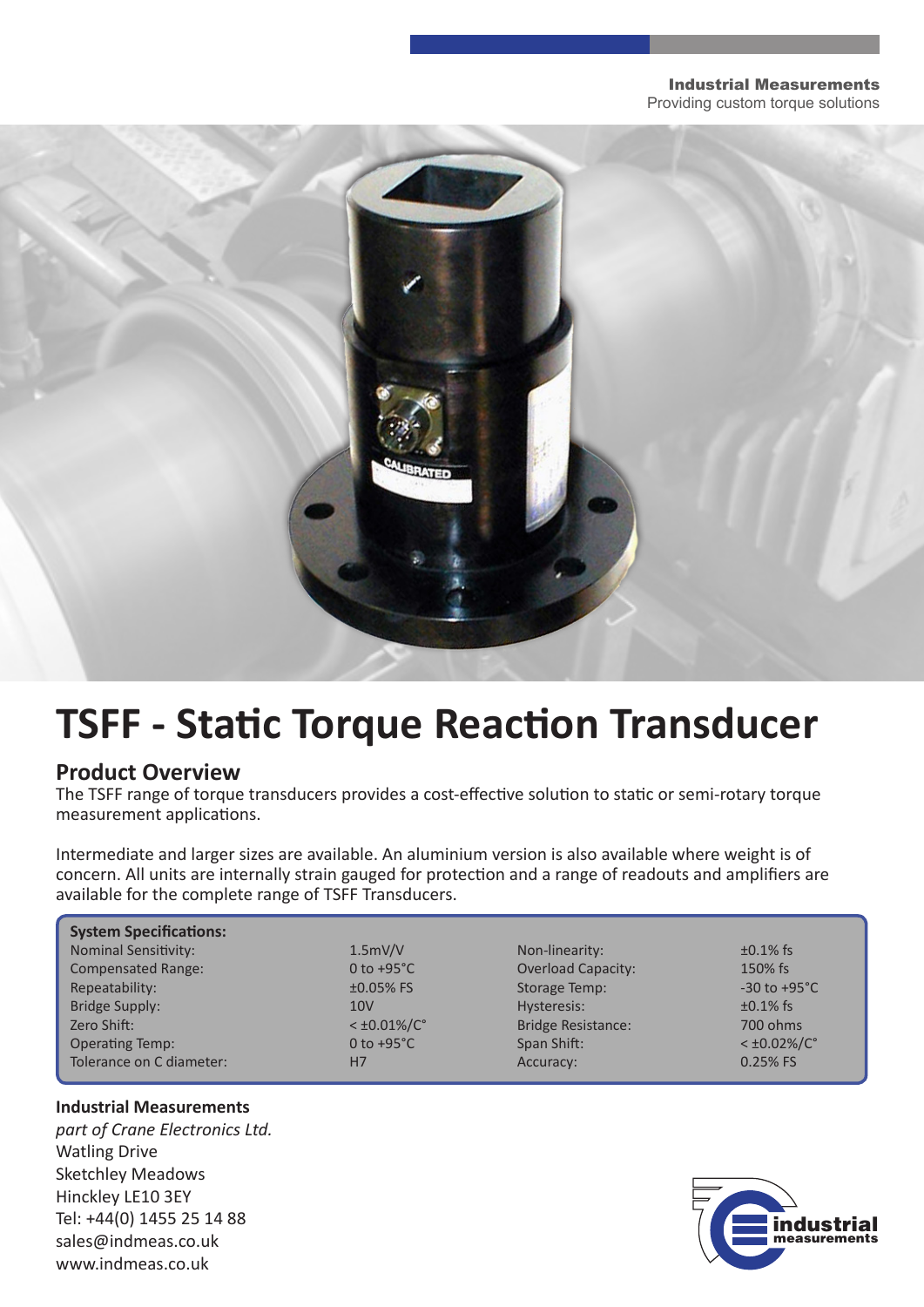**Industrial Measurements**
Providing custom torque solutions

# TSFF - Static Torque Reaction Transducer

## Product Overview

The TSFF range of torque transducers provides a cost-effective solution to static or semi-rotary torque measurement applications.

Intermediate and larger sizes are available. An aluminium version is also available where weight is of concern. All units are internally strain gauged for protection and a range of readouts and amplifiers are available for the complete range of TSFF Transducers.

**System Specifications:**

| | | | |
|---|---|---|---|
| Nominal Sensitivity: | 1.5mV/V | Non-linearity: | ±0.1% fs |
| Compensated Range: | 0 to +95°C | Overload Capacity: | 150% fs |
| Repeatability: | ±0.05% FS | Storage Temp: | -30 to +95°C |
| Bridge Supply: | 10V | Hysteresis: | ±0.1% fs |
| Zero Shift: | < ±0.01%/C° | Bridge Resistance: | 700 ohms |
| Operating Temp: | 0 to +95°C | Span Shift: | < ±0.02%/C° |
| Tolerance on C diameter: | H7 | Accuracy: | 0.25% FS |

**Industrial Measurements**
*part of Crane Electronics Ltd.*
Watling Drive
Sketchley Meadows
Hinckley LE10 3EY
Tel: +44(0) 1455 25 14 88
sales@indmeas.co.uk
www.indmeas.co.uk

industrial measurements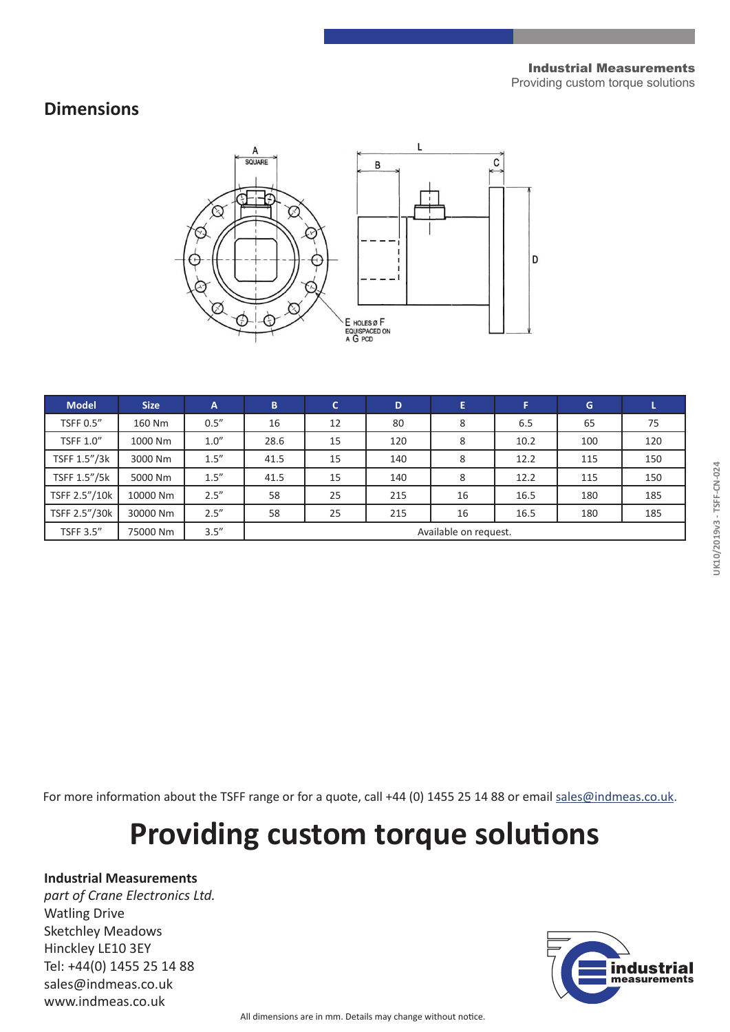## Dimensions

A SQUARE

L

B

C

D

E HOLES ø F
EQUISPACED ON
A G PCD

| Model | Size | A | B | C | D | E | F | G | L |
|---|---|---|---|---|---|---|---|---|---|
| TSFF 0.5" | 160 Nm | 0.5" | 16 | 12 | 80 | 8 | 6.5 | 65 | 75 |
| TSFF 1.0" | 1000 Nm | 1.0" | 28.6 | 15 | 120 | 8 | 10.2 | 100 | 120 |
| TSFF 1.5"/3k | 3000 Nm | 1.5" | 41.5 | 15 | 140 | 8 | 12.2 | 115 | 150 |
| TSFF 1.5"/5k | 5000 Nm | 1.5" | 41.5 | 15 | 140 | 8 | 12.2 | 115 | 150 |
| TSFF 2.5"/10k | 10000 Nm | 2.5" | 58 | 25 | 215 | 16 | 16.5 | 180 | 185 |
| TSFF 2.5"/30k | 30000 Nm | 2.5" | 58 | 25 | 215 | 16 | 16.5 | 180 | 185 |
| TSFF 3.5" | 75000 Nm | 3.5" | Available on request. | | | | | | |

UK10/2019v3 - TSFF-CN-024

For more information about the TSFF range or for a quote, call +44 (0) 1455 25 14 88 or email sales@indmeas.co.uk.

# Providing custom torque solutions

**Industrial Measurements**
*part of Crane Electronics Ltd.*
Watling Drive
Sketchley Meadows
Hinckley LE10 3EY
Tel: +44(0) 1455 25 14 88
sales@indmeas.co.uk
www.indmeas.co.uk

industrial measurements

All dimensions are in mm. Details may change without notice.